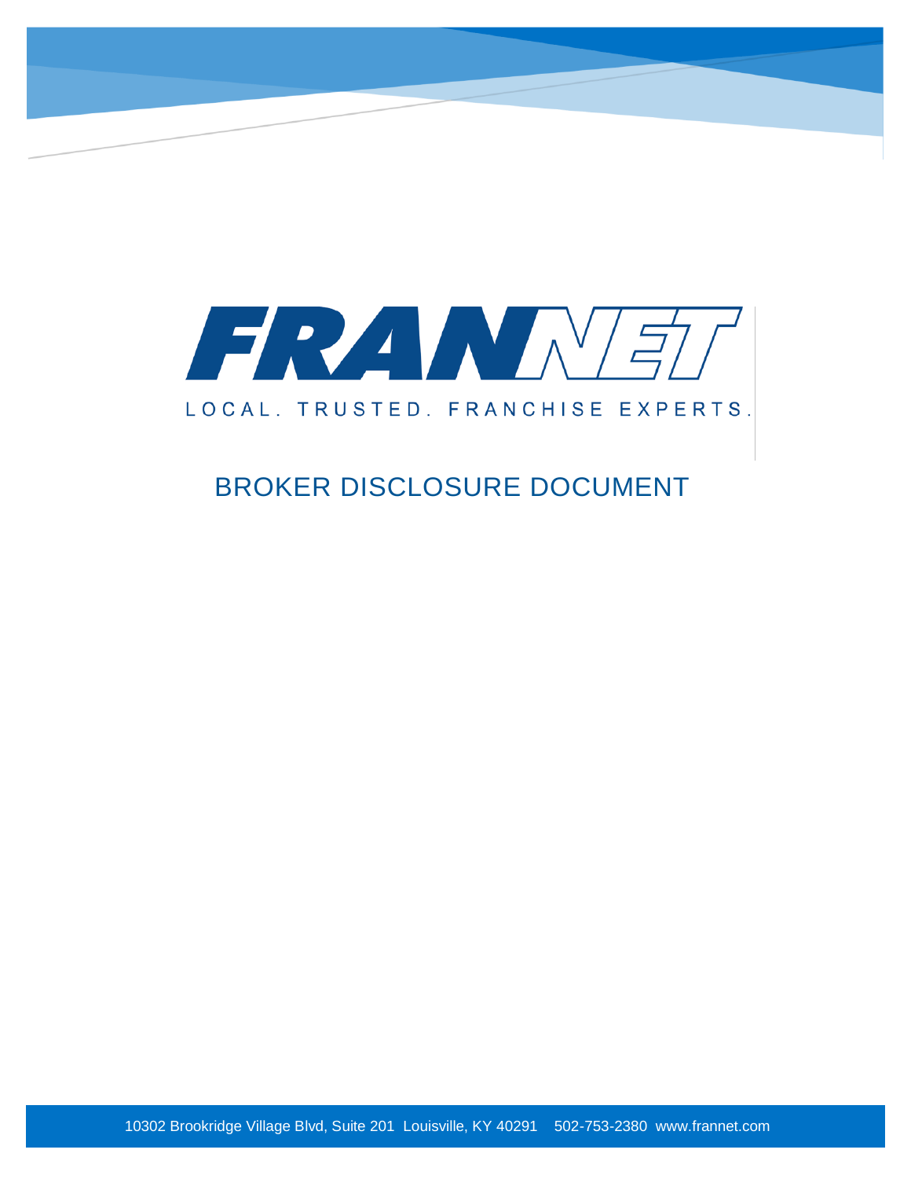# FRANNET

LOCAL. TRUSTED. FRANCHISE EXPERTS.

## BROKER DISCLOSURE DOCUMENT

10302 Brookridge Village Blvd, Suite 201 Louisville, KY 40291 502-753-2380 www.frannet.com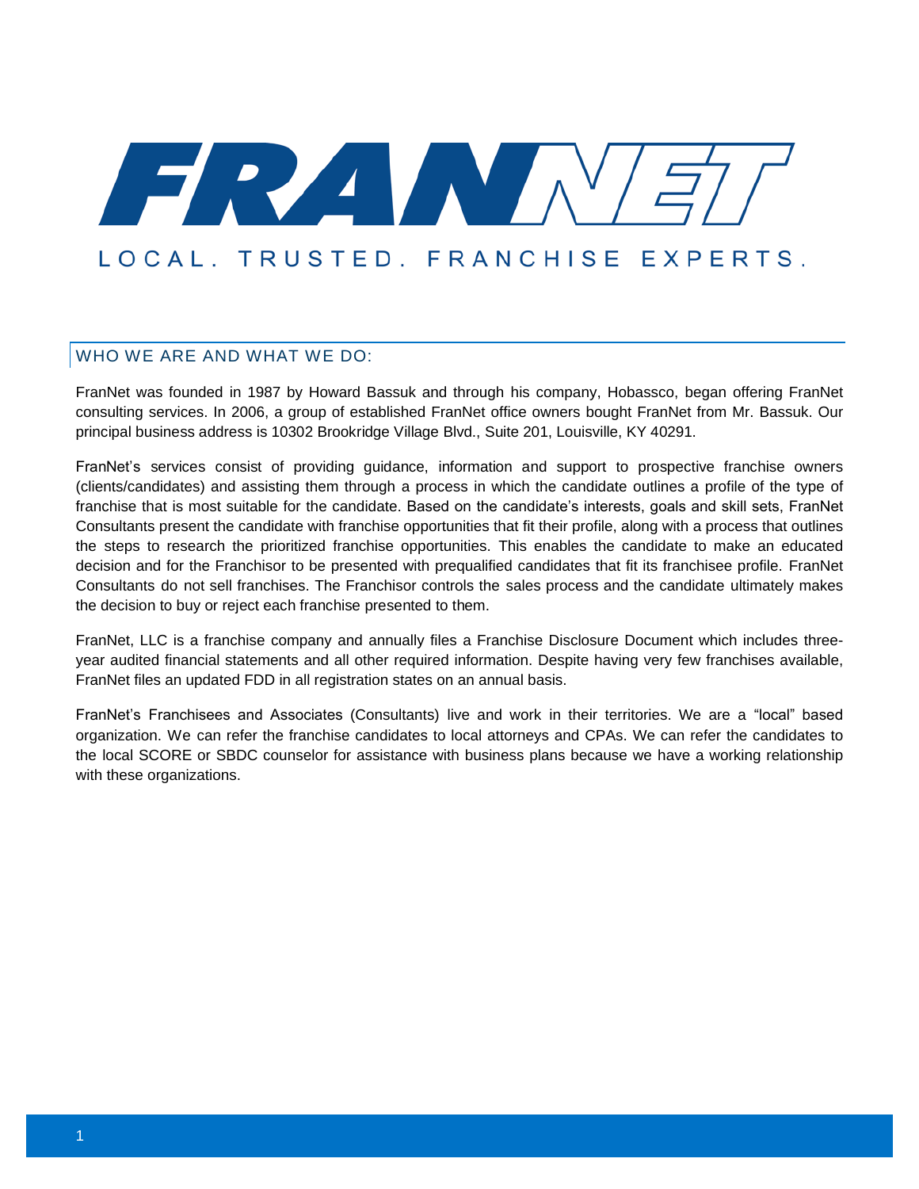# FRANNET

LOCAL. TRUSTED. FRANCHISE EXPERTS.

## WHO WE ARE AND WHAT WE DO:

FranNet was founded in 1987 by Howard Bassuk and through his company, Hobassco, began offering FranNet consulting services. In 2006, a group of established FranNet office owners bought FranNet from Mr. Bassuk. Our principal business address is 10302 Brookridge Village Blvd., Suite 201, Louisville, KY 40291.

FranNet's services consist of providing guidance, information and support to prospective franchise owners (clients/candidates) and assisting them through a process in which the candidate outlines a profile of the type of franchise that is most suitable for the candidate. Based on the candidate's interests, goals and skill sets, FranNet Consultants present the candidate with franchise opportunities that fit their profile, along with a process that outlines the steps to research the prioritized franchise opportunities. This enables the candidate to make an educated decision and for the Franchisor to be presented with prequalified candidates that fit its franchisee profile. FranNet Consultants do not sell franchises. The Franchisor controls the sales process and the candidate ultimately makes the decision to buy or reject each franchise presented to them.

FranNet, LLC is a franchise company and annually files a Franchise Disclosure Document which includes three-year audited financial statements and all other required information. Despite having very few franchises available, FranNet files an updated FDD in all registration states on an annual basis.

FranNet's Franchisees and Associates (Consultants) live and work in their territories. We are a "local" based organization. We can refer the franchise candidates to local attorneys and CPAs. We can refer the candidates to the local SCORE or SBDC counselor for assistance with business plans because we have a working relationship with these organizations.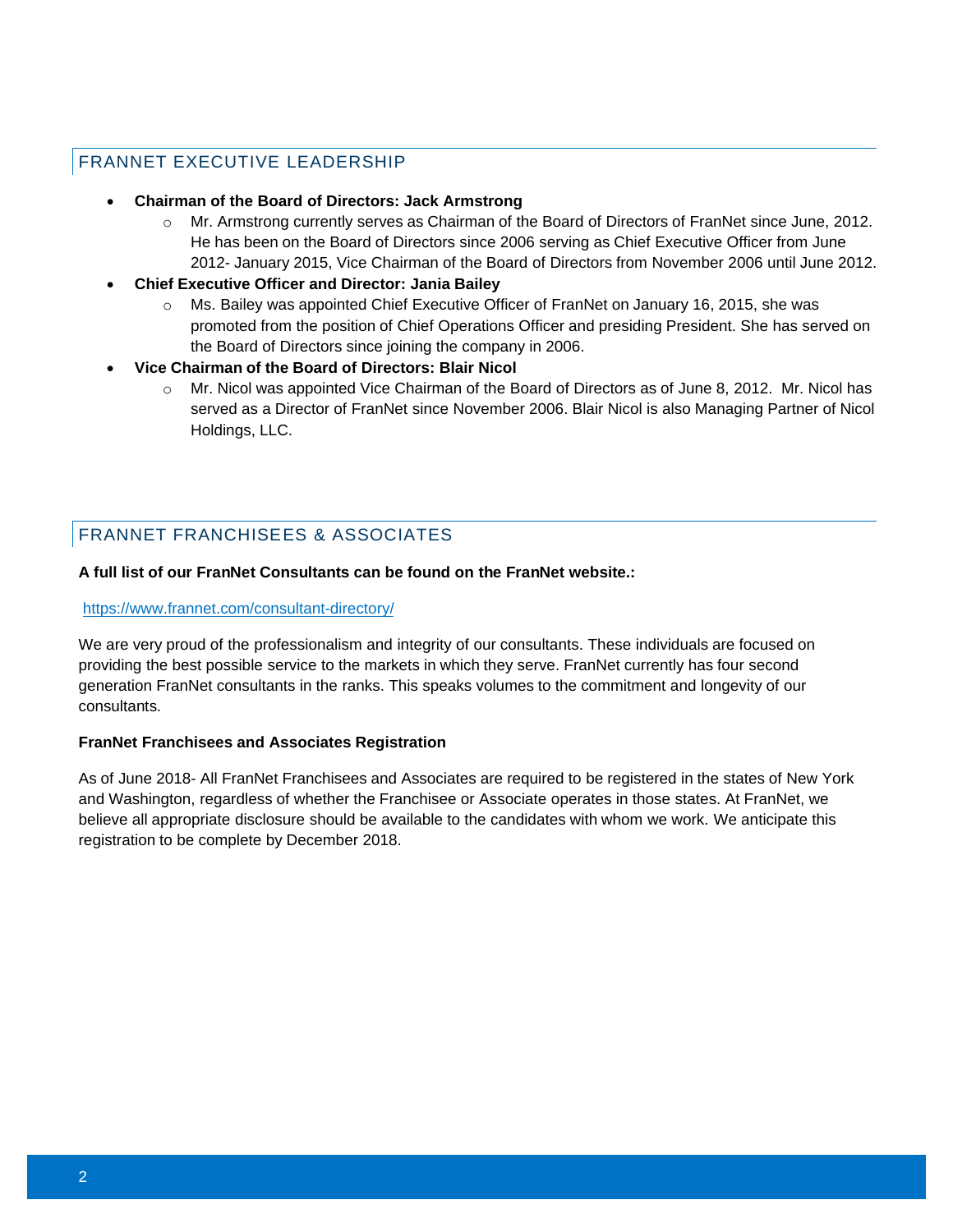## FRANNET EXECUTIVE LEADERSHIP

- **Chairman of the Board of Directors: Jack Armstrong**
  - Mr. Armstrong currently serves as Chairman of the Board of Directors of FranNet since June, 2012. He has been on the Board of Directors since 2006 serving as Chief Executive Officer from June 2012- January 2015, Vice Chairman of the Board of Directors from November 2006 until June 2012.
- **Chief Executive Officer and Director: Jania Bailey**
  - Ms. Bailey was appointed Chief Executive Officer of FranNet on January 16, 2015, she was promoted from the position of Chief Operations Officer and presiding President. She has served on the Board of Directors since joining the company in 2006.
- **Vice Chairman of the Board of Directors: Blair Nicol**
  - Mr. Nicol was appointed Vice Chairman of the Board of Directors as of June 8, 2012. Mr. Nicol has served as a Director of FranNet since November 2006. Blair Nicol is also Managing Partner of Nicol Holdings, LLC.

## FRANNET FRANCHISEES & ASSOCIATES

**A full list of our FranNet Consultants can be found on the FranNet website.:**

https://www.frannet.com/consultant-directory/

We are very proud of the professionalism and integrity of our consultants. These individuals are focused on providing the best possible service to the markets in which they serve. FranNet currently has four second generation FranNet consultants in the ranks. This speaks volumes to the commitment and longevity of our consultants.

**FranNet Franchisees and Associates Registration**

As of June 2018- All FranNet Franchisees and Associates are required to be registered in the states of New York and Washington, regardless of whether the Franchisee or Associate operates in those states. At FranNet, we believe all appropriate disclosure should be available to the candidates with whom we work. We anticipate this registration to be complete by December 2018.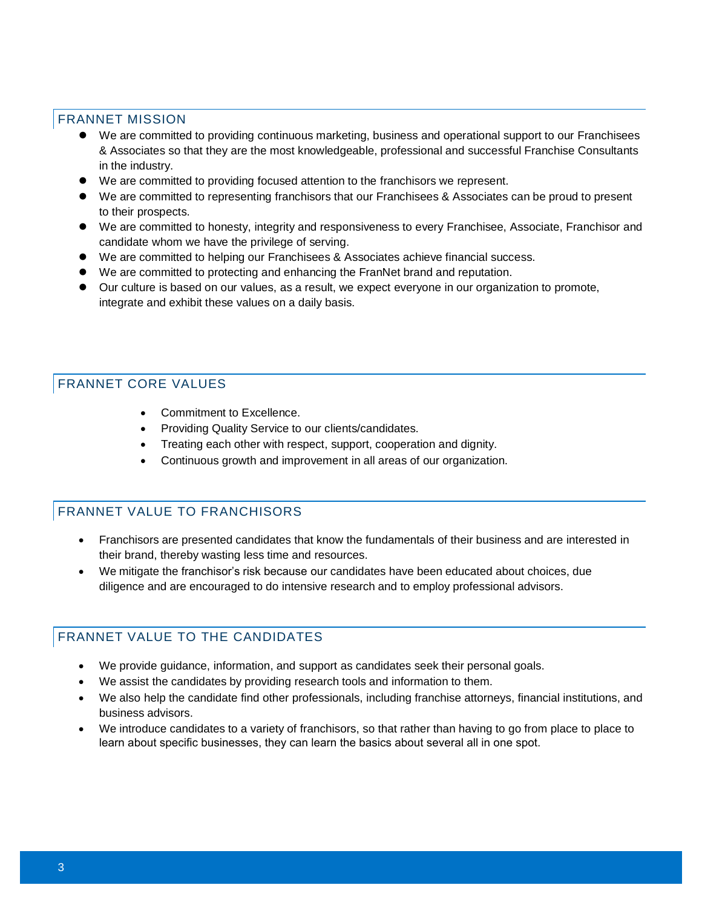## FRANNET MISSION

- We are committed to providing continuous marketing, business and operational support to our Franchisees & Associates so that they are the most knowledgeable, professional and successful Franchise Consultants in the industry.
- We are committed to providing focused attention to the franchisors we represent.
- We are committed to representing franchisors that our Franchisees & Associates can be proud to present to their prospects.
- We are committed to honesty, integrity and responsiveness to every Franchisee, Associate, Franchisor and candidate whom we have the privilege of serving.
- We are committed to helping our Franchisees & Associates achieve financial success.
- We are committed to protecting and enhancing the FranNet brand and reputation.
- Our culture is based on our values, as a result, we expect everyone in our organization to promote, integrate and exhibit these values on a daily basis.

## FRANNET CORE VALUES

- Commitment to Excellence.
- Providing Quality Service to our clients/candidates.
- Treating each other with respect, support, cooperation and dignity.
- Continuous growth and improvement in all areas of our organization.

## FRANNET VALUE TO FRANCHISORS

- Franchisors are presented candidates that know the fundamentals of their business and are interested in their brand, thereby wasting less time and resources.
- We mitigate the franchisor's risk because our candidates have been educated about choices, due diligence and are encouraged to do intensive research and to employ professional advisors.

## FRANNET VALUE TO THE CANDIDATES

- We provide guidance, information, and support as candidates seek their personal goals.
- We assist the candidates by providing research tools and information to them.
- We also help the candidate find other professionals, including franchise attorneys, financial institutions, and business advisors.
- We introduce candidates to a variety of franchisors, so that rather than having to go from place to place to learn about specific businesses, they can learn the basics about several all in one spot.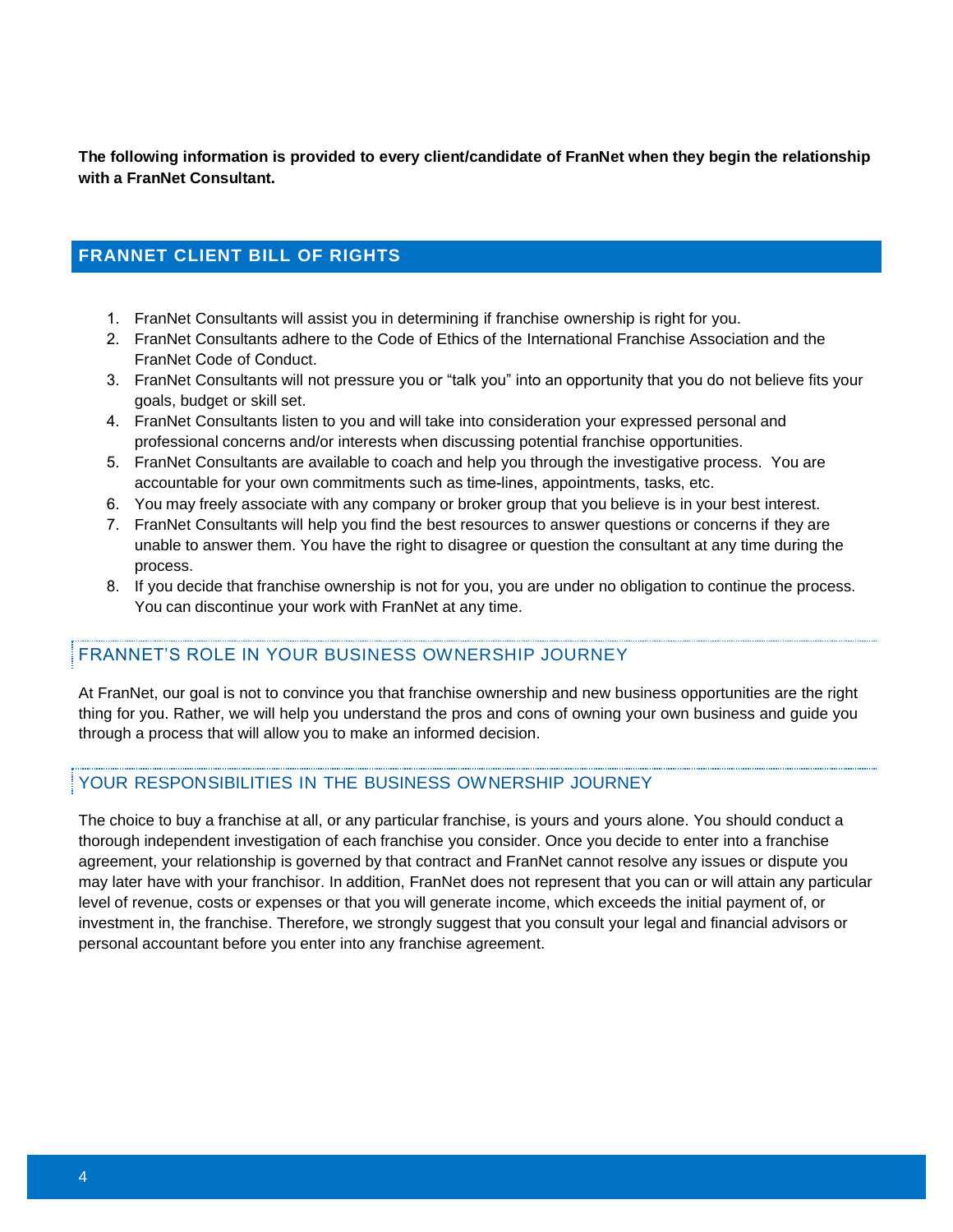**The following information is provided to every client/candidate of FranNet when they begin the relationship with a FranNet Consultant.**

## FRANNET CLIENT BILL OF RIGHTS

1. FranNet Consultants will assist you in determining if franchise ownership is right for you.
2. FranNet Consultants adhere to the Code of Ethics of the International Franchise Association and the FranNet Code of Conduct.
3. FranNet Consultants will not pressure you or “talk you” into an opportunity that you do not believe fits your goals, budget or skill set.
4. FranNet Consultants listen to you and will take into consideration your expressed personal and professional concerns and/or interests when discussing potential franchise opportunities.
5. FranNet Consultants are available to coach and help you through the investigative process. You are accountable for your own commitments such as time-lines, appointments, tasks, etc.
6. You may freely associate with any company or broker group that you believe is in your best interest.
7. FranNet Consultants will help you find the best resources to answer questions or concerns if they are unable to answer them. You have the right to disagree or question the consultant at any time during the process.
8. If you decide that franchise ownership is not for you, you are under no obligation to continue the process. You can discontinue your work with FranNet at any time.

## FRANNET’S ROLE IN YOUR BUSINESS OWNERSHIP JOURNEY

At FranNet, our goal is not to convince you that franchise ownership and new business opportunities are the right thing for you. Rather, we will help you understand the pros and cons of owning your own business and guide you through a process that will allow you to make an informed decision.

## YOUR RESPONSIBILITIES IN THE BUSINESS OWNERSHIP JOURNEY

The choice to buy a franchise at all, or any particular franchise, is yours and yours alone. You should conduct a thorough independent investigation of each franchise you consider. Once you decide to enter into a franchise agreement, your relationship is governed by that contract and FranNet cannot resolve any issues or dispute you may later have with your franchisor. In addition, FranNet does not represent that you can or will attain any particular level of revenue, costs or expenses or that you will generate income, which exceeds the initial payment of, or investment in, the franchise. Therefore, we strongly suggest that you consult your legal and financial advisors or personal accountant before you enter into any franchise agreement.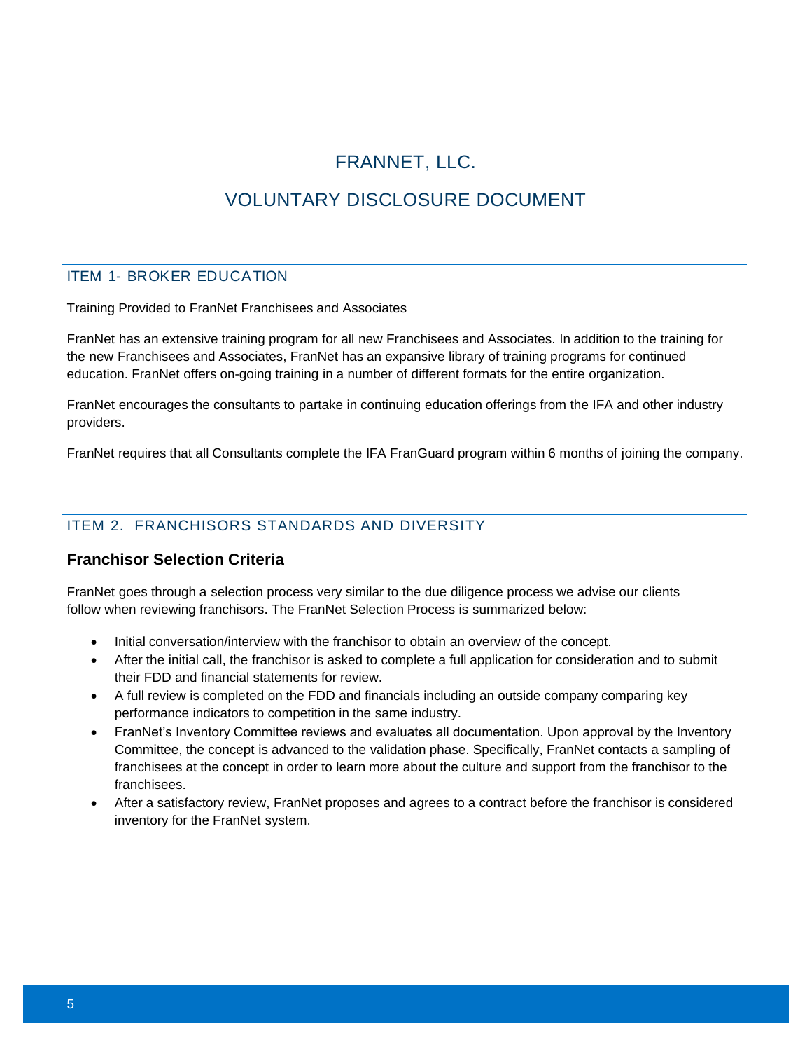# FRANNET, LLC.

# VOLUNTARY DISCLOSURE DOCUMENT

## ITEM 1- BROKER EDUCATION

Training Provided to FranNet Franchisees and Associates

FranNet has an extensive training program for all new Franchisees and Associates. In addition to the training for the new Franchisees and Associates, FranNet has an expansive library of training programs for continued education. FranNet offers on-going training in a number of different formats for the entire organization.

FranNet encourages the consultants to partake in continuing education offerings from the IFA and other industry providers.

FranNet requires that all Consultants complete the IFA FranGuard program within 6 months of joining the company.

## ITEM 2. FRANCHISORS STANDARDS AND DIVERSITY

### Franchisor Selection Criteria

FranNet goes through a selection process very similar to the due diligence process we advise our clients follow when reviewing franchisors. The FranNet Selection Process is summarized below:

- Initial conversation/interview with the franchisor to obtain an overview of the concept.
- After the initial call, the franchisor is asked to complete a full application for consideration and to submit their FDD and financial statements for review.
- A full review is completed on the FDD and financials including an outside company comparing key performance indicators to competition in the same industry.
- FranNet's Inventory Committee reviews and evaluates all documentation. Upon approval by the Inventory Committee, the concept is advanced to the validation phase. Specifically, FranNet contacts a sampling of franchisees at the concept in order to learn more about the culture and support from the franchisor to the franchisees.
- After a satisfactory review, FranNet proposes and agrees to a contract before the franchisor is considered inventory for the FranNet system.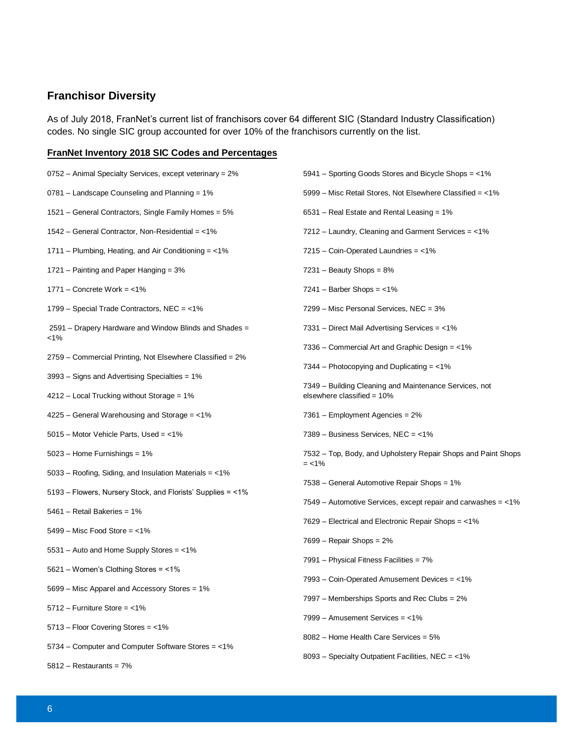## Franchisor Diversity

As of July 2018, FranNet's current list of franchisors cover 64 different SIC (Standard Industry Classification) codes. No single SIC group accounted for over 10% of the franchisors currently on the list.

**FranNet Inventory 2018 SIC Codes and Percentages**

0752 – Animal Specialty Services, except veterinary = 2%

0781 – Landscape Counseling and Planning = 1%

1521 – General Contractors, Single Family Homes = 5%

1542 – General Contractor, Non-Residential = <1%

1711 – Plumbing, Heating, and Air Conditioning = <1%

1721 – Painting and Paper Hanging = 3%

1771 – Concrete Work = <1%

1799 – Special Trade Contractors, NEC = <1%

2591 – Drapery Hardware and Window Blinds and Shades = <1%

2759 – Commercial Printing, Not Elsewhere Classified = 2%

3993 – Signs and Advertising Specialties = 1%

4212 – Local Trucking without Storage = 1%

4225 – General Warehousing and Storage = <1%

5015 – Motor Vehicle Parts, Used = <1%

5023 – Home Furnishings = 1%

5033 – Roofing, Siding, and Insulation Materials = <1%

5193 – Flowers, Nursery Stock, and Florists' Supplies = <1%

5461 – Retail Bakeries = 1%

5499 – Misc Food Store = <1%

5531 – Auto and Home Supply Stores = <1%

5621 – Women's Clothing Stores = <1%

5699 – Misc Apparel and Accessory Stores = 1%

5712 – Furniture Store = <1%

5713 – Floor Covering Stores = <1%

5734 – Computer and Computer Software Stores = <1%

5812 – Restaurants = 7%

5941 – Sporting Goods Stores and Bicycle Shops = <1%

5999 – Misc Retail Stores, Not Elsewhere Classified = <1%

6531 – Real Estate and Rental Leasing = 1%

7212 – Laundry, Cleaning and Garment Services = <1%

7215 – Coin-Operated Laundries = <1%

7231 – Beauty Shops = 8%

7241 – Barber Shops = <1%

7299 – Misc Personal Services, NEC = 3%

7331 – Direct Mail Advertising Services = <1%

7336 – Commercial Art and Graphic Design = <1%

7344 – Photocopying and Duplicating = <1%

7349 – Building Cleaning and Maintenance Services, not elsewhere classified = 10%

7361 – Employment Agencies = 2%

7389 – Business Services, NEC = <1%

7532 – Top, Body, and Upholstery Repair Shops and Paint Shops = <1%

7538 – General Automotive Repair Shops = 1%

7549 – Automotive Services, except repair and carwashes = <1%

7629 – Electrical and Electronic Repair Shops = <1%

7699 – Repair Shops = 2%

7991 – Physical Fitness Facilities = 7%

7993 – Coin-Operated Amusement Devices = <1%

7997 – Memberships Sports and Rec Clubs = 2%

7999 – Amusement Services = <1%

8082 – Home Health Care Services = 5%

8093 – Specialty Outpatient Facilities, NEC = <1%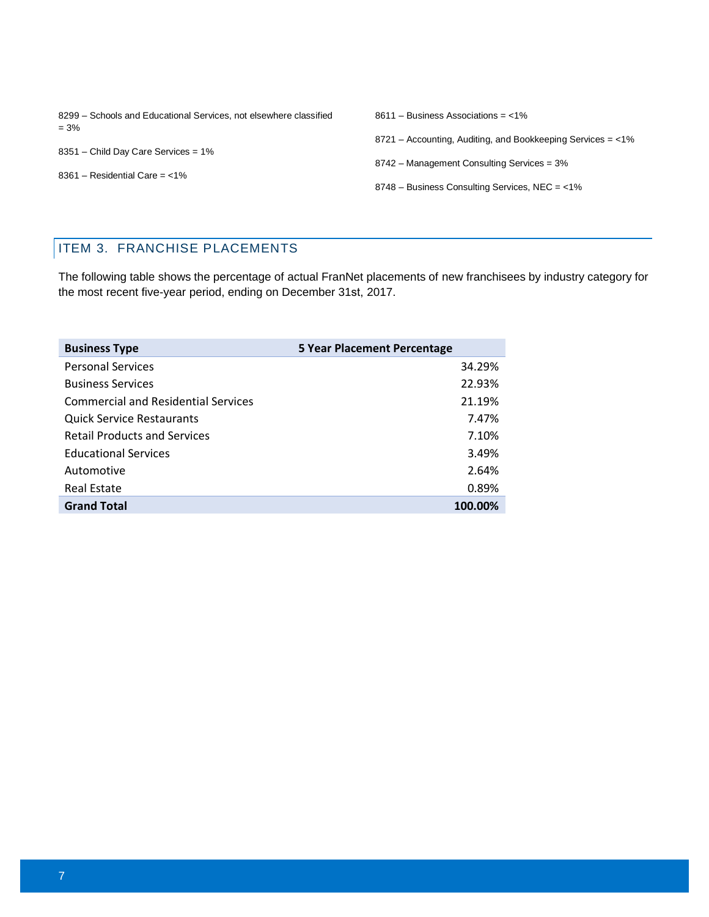8299 – Schools and Educational Services, not elsewhere classified = 3%

8351 – Child Day Care Services = 1%

8361 – Residential Care = <1%

8611 – Business Associations = <1%

8721 – Accounting, Auditing, and Bookkeeping Services = <1%

8742 – Management Consulting Services = 3%

8748 – Business Consulting Services, NEC = <1%

## ITEM 3. FRANCHISE PLACEMENTS

The following table shows the percentage of actual FranNet placements of new franchisees by industry category for the most recent five-year period, ending on December 31st, 2017.

| Business Type | 5 Year Placement Percentage |
|---|---:|
| Personal Services | 34.29% |
| Business Services | 22.93% |
| Commercial and Residential Services | 21.19% |
| Quick Service Restaurants | 7.47% |
| Retail Products and Services | 7.10% |
| Educational Services | 3.49% |
| Automotive | 2.64% |
| Real Estate | 0.89% |
| **Grand Total** | **100.00%** |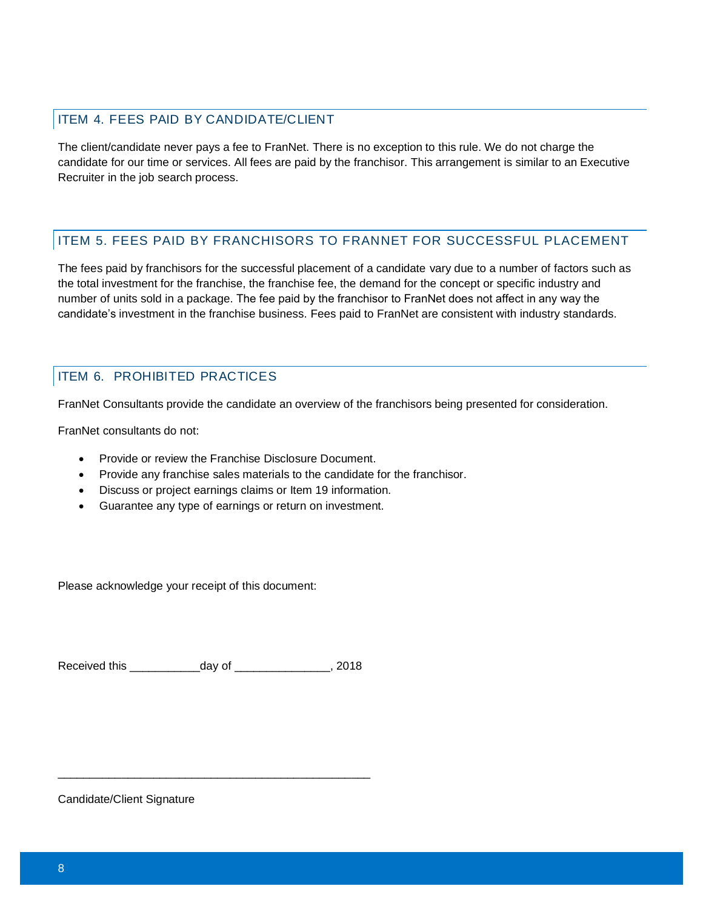## ITEM 4. FEES PAID BY CANDIDATE/CLIENT

The client/candidate never pays a fee to FranNet. There is no exception to this rule. We do not charge the candidate for our time or services. All fees are paid by the franchisor. This arrangement is similar to an Executive Recruiter in the job search process.

## ITEM 5. FEES PAID BY FRANCHISORS TO FRANNET FOR SUCCESSFUL PLACEMENT

The fees paid by franchisors for the successful placement of a candidate vary due to a number of factors such as the total investment for the franchise, the franchise fee, the demand for the concept or specific industry and number of units sold in a package. The fee paid by the franchisor to FranNet does not affect in any way the candidate's investment in the franchise business. Fees paid to FranNet are consistent with industry standards.

## ITEM 6. PROHIBITED PRACTICES

FranNet Consultants provide the candidate an overview of the franchisors being presented for consideration.

FranNet consultants do not:

- Provide or review the Franchise Disclosure Document.
- Provide any franchise sales materials to the candidate for the franchisor.
- Discuss or project earnings claims or Item 19 information.
- Guarantee any type of earnings or return on investment.

Please acknowledge your receipt of this document:

Received this ___________day of _______________, 2018

_________________________________________________

Candidate/Client Signature